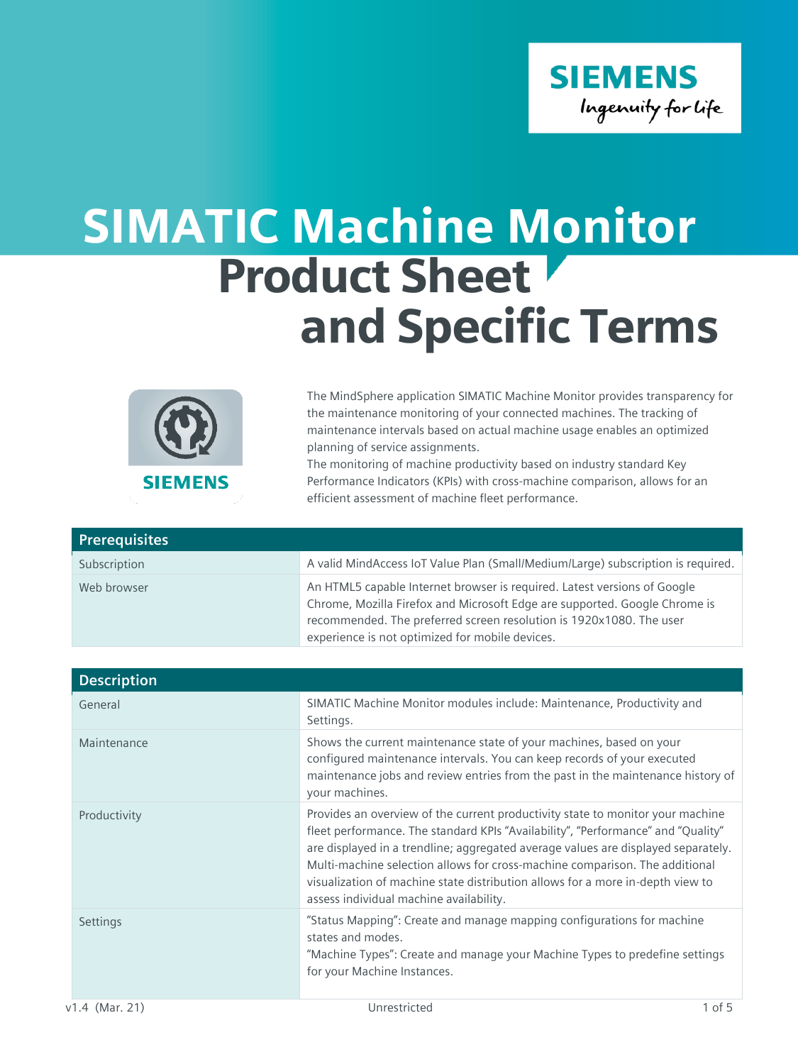# SIMATIC Machine Monitor Product Sheet and Specific Terms

The MindSphere application SIMATIC Machine Monitor provides transparency for the maintenance monitoring of your connected machines. The tracking of maintenance intervals based on actual machine usage enables an optimized planning of service assignments.
The monitoring of machine productivity based on industry standard Key Performance Indicators (KPIs) with cross-machine comparison, allows for an efficient assessment of machine fleet performance.

| Prerequisites | |
|---|---|
| Subscription | A valid MindAccess IoT Value Plan (Small/Medium/Large) subscription is required. |
| Web browser | An HTML5 capable Internet browser is required. Latest versions of Google Chrome, Mozilla Firefox and Microsoft Edge are supported. Google Chrome is recommended. The preferred screen resolution is 1920x1080. The user experience is not optimized for mobile devices. |

| Description | |
|---|---|
| General | SIMATIC Machine Monitor modules include: Maintenance, Productivity and Settings. |
| Maintenance | Shows the current maintenance state of your machines, based on your configured maintenance intervals. You can keep records of your executed maintenance jobs and review entries from the past in the maintenance history of your machines. |
| Productivity | Provides an overview of the current productivity state to monitor your machine fleet performance. The standard KPIs “Availability”, “Performance” and “Quality” are displayed in a trendline; aggregated average values are displayed separately. Multi-machine selection allows for cross-machine comparison. The additional visualization of machine state distribution allows for a more in-depth view to assess individual machine availability. |
| Settings | “Status Mapping”: Create and manage mapping configurations for machine states and modes.<br>“Machine Types”: Create and manage your Machine Types to predefine settings for your Machine Instances. |

v1.4 (Mar. 21) Unrestricted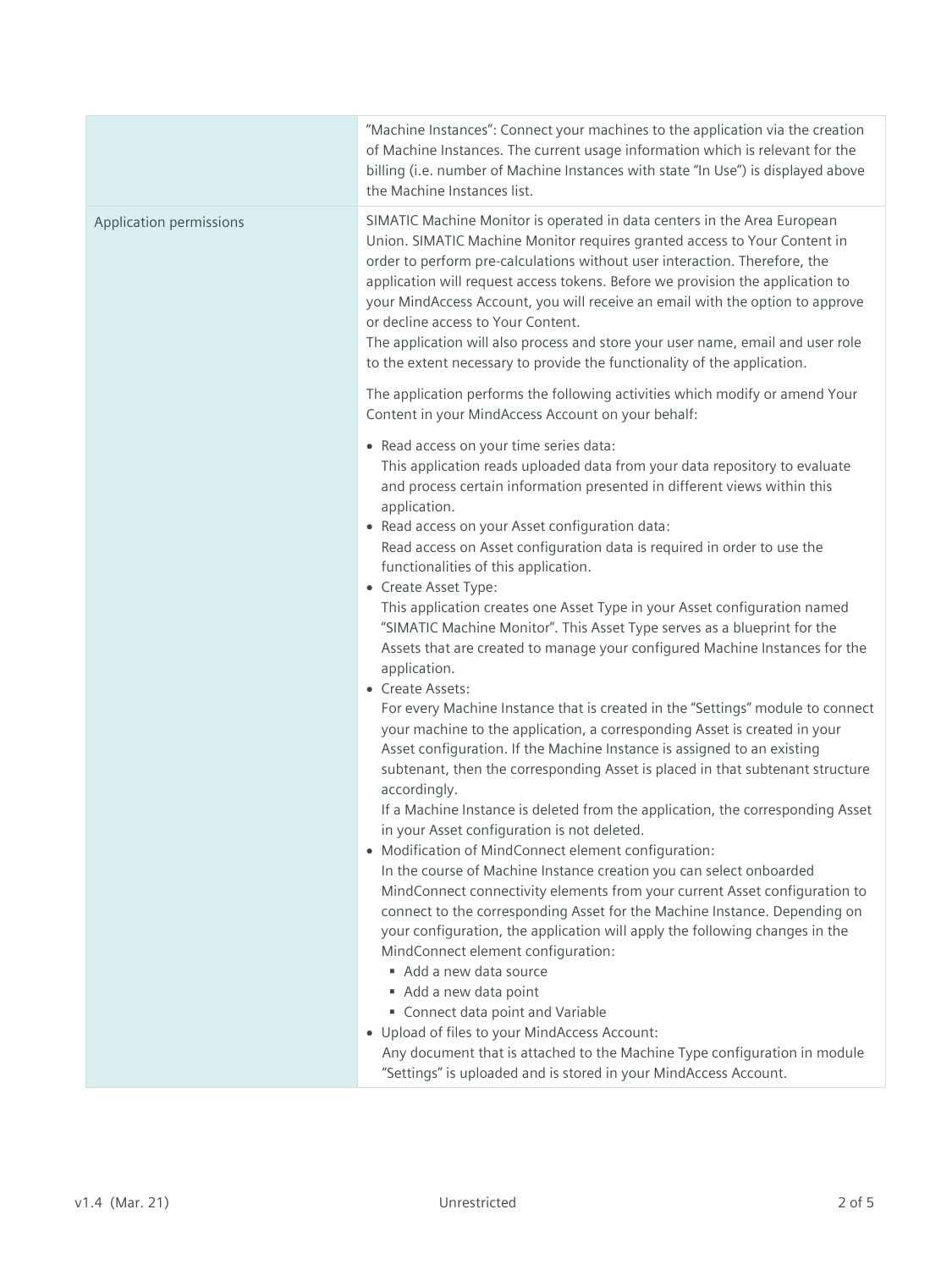| | |
|---|---|
| | "Machine Instances": Connect your machines to the application via the creation of Machine Instances. The current usage information which is relevant for the billing (i.e. number of Machine Instances with state "In Use") is displayed above the Machine Instances list. |
| Application permissions | SIMATIC Machine Monitor is operated in data centers in the Area European Union. SIMATIC Machine Monitor requires granted access to Your Content in order to perform pre-calculations without user interaction. Therefore, the application will request access tokens. Before we provision the application to your MindAccess Account, you will receive an email with the option to approve or decline access to Your Content.<br>The application will also process and store your user name, email and user role to the extent necessary to provide the functionality of the application.<br><br>The application performs the following activities which modify or amend Your Content in your MindAccess Account on your behalf:<br><br>• Read access on your time series data:<br>This application reads uploaded data from your data repository to evaluate and process certain information presented in different views within this application.<br>• Read access on your Asset configuration data:<br>Read access on Asset configuration data is required in order to use the functionalities of this application.<br>• Create Asset Type:<br>This application creates one Asset Type in your Asset configuration named "SIMATIC Machine Monitor". This Asset Type serves as a blueprint for the Assets that are created to manage your configured Machine Instances for the application.<br>• Create Assets:<br>For every Machine Instance that is created in the "Settings" module to connect your machine to the application, a corresponding Asset is created in your Asset configuration. If the Machine Instance is assigned to an existing subtenant, then the corresponding Asset is placed in that subtenant structure accordingly.<br>If a Machine Instance is deleted from the application, the corresponding Asset in your Asset configuration is not deleted.<br>• Modification of MindConnect element configuration:<br>In the course of Machine Instance creation you can select onboarded MindConnect connectivity elements from your current Asset configuration to connect to the corresponding Asset for the Machine Instance. Depending on your configuration, the application will apply the following changes in the MindConnect element configuration:<br>    ▪ Add a new data source<br>    ▪ Add a new data point<br>    ▪ Connect data point and Variable<br>• Upload of files to your MindAccess Account:<br>Any document that is attached to the Machine Type configuration in module "Settings" is uploaded and is stored in your MindAccess Account. |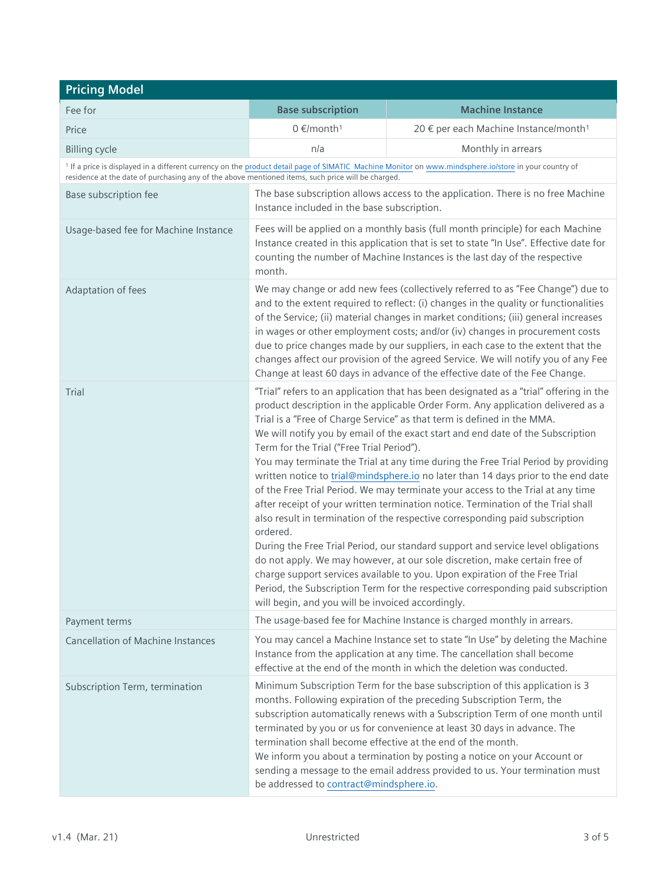## Pricing Model

| Fee for | Base subscription | Machine Instance |
|---|---|---|
| Price | 0 €/month[1] | 20 € per each Machine Instance/month[1] |
| Billing cycle | n/a | Monthly in arrears |

[1] If a price is displayed in a different currency on the product detail page of SIMATIC Machine Monitor on www.mindsphere.io/store in your country of residence at the date of purchasing any of the above mentioned items, such price will be charged.

| | |
|---|---|
| Base subscription fee | The base subscription allows access to the application. There is no free Machine Instance included in the base subscription. |
| Usage-based fee for Machine Instance | Fees will be applied on a monthly basis (full month principle) for each Machine Instance created in this application that is set to state "In Use". Effective date for counting the number of Machine Instances is the last day of the respective month. |
| Adaptation of fees | We may change or add new fees (collectively referred to as "Fee Change") due to and to the extent required to reflect: (i) changes in the quality or functionalities of the Service; (ii) material changes in market conditions; (iii) general increases in wages or other employment costs; and/or (iv) changes in procurement costs due to price changes made by our suppliers, in each case to the extent that the changes affect our provision of the agreed Service. We will notify you of any Fee Change at least 60 days in advance of the effective date of the Fee Change. |
| Trial | "Trial" refers to an application that has been designated as a "trial" offering in the product description in the applicable Order Form. Any application delivered as a Trial is a "Free of Charge Service" as that term is defined in the MMA.<br>We will notify you by email of the exact start and end date of the Subscription Term for the Trial ("Free Trial Period").<br>You may terminate the Trial at any time during the Free Trial Period by providing written notice to trial@mindsphere.io no later than 14 days prior to the end date of the Free Trial Period. We may terminate your access to the Trial at any time after receipt of your written termination notice. Termination of the Trial shall also result in termination of the respective corresponding paid subscription ordered.<br>During the Free Trial Period, our standard support and service level obligations do not apply. We may however, at our sole discretion, make certain free of charge support services available to you. Upon expiration of the Free Trial Period, the Subscription Term for the respective corresponding paid subscription will begin, and you will be invoiced accordingly. |
| Payment terms | The usage-based fee for Machine Instance is charged monthly in arrears. |
| Cancellation of Machine Instances | You may cancel a Machine Instance set to state "In Use" by deleting the Machine Instance from the application at any time. The cancellation shall become effective at the end of the month in which the deletion was conducted. |
| Subscription Term, termination | Minimum Subscription Term for the base subscription of this application is 3 months. Following expiration of the preceding Subscription Term, the subscription automatically renews with a Subscription Term of one month until terminated by you or us for convenience at least 30 days in advance. The termination shall become effective at the end of the month.<br>We inform you about a termination by posting a notice on your Account or sending a message to the email address provided to us. Your termination must be addressed to contract@mindsphere.io. |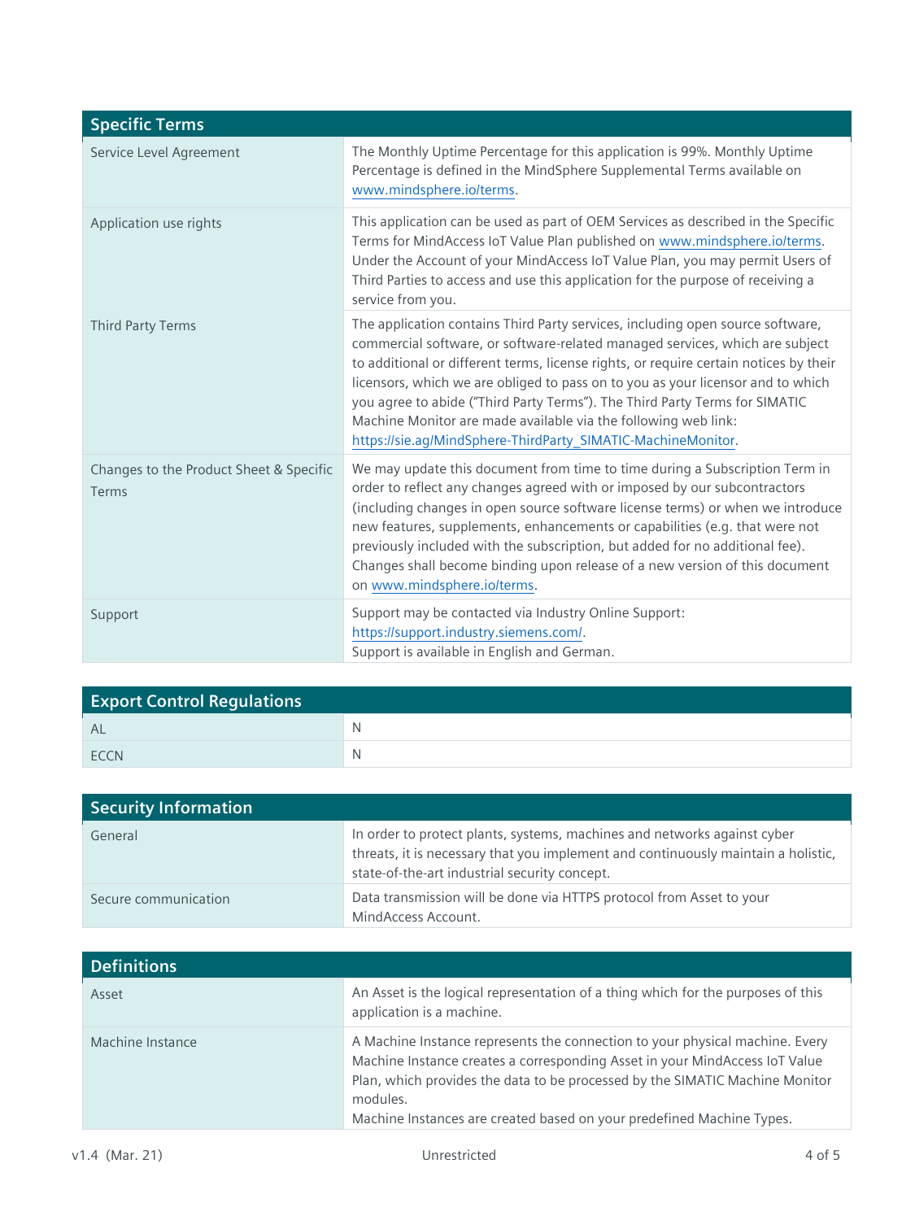| Specific Terms | |
|---|---|
| Service Level Agreement | The Monthly Uptime Percentage for this application is 99%. Monthly Uptime Percentage is defined in the MindSphere Supplemental Terms available on www.mindsphere.io/terms. |
| Application use rights | This application can be used as part of OEM Services as described in the Specific Terms for MindAccess IoT Value Plan published on www.mindsphere.io/terms. Under the Account of your MindAccess IoT Value Plan, you may permit Users of Third Parties to access and use this application for the purpose of receiving a service from you. |
| Third Party Terms | The application contains Third Party services, including open source software, commercial software, or software-related managed services, which are subject to additional or different terms, license rights, or require certain notices by their licensors, which we are obliged to pass on to you as your licensor and to which you agree to abide ("Third Party Terms"). The Third Party Terms for SIMATIC Machine Monitor are made available via the following web link: https://sie.ag/MindSphere-ThirdParty_SIMATIC-MachineMonitor. |
| Changes to the Product Sheet & Specific Terms | We may update this document from time to time during a Subscription Term in order to reflect any changes agreed with or imposed by our subcontractors (including changes in open source software license terms) or when we introduce new features, supplements, enhancements or capabilities (e.g. that were not previously included with the subscription, but added for no additional fee). Changes shall become binding upon release of a new version of this document on www.mindsphere.io/terms. |
| Support | Support may be contacted via Industry Online Support: https://support.industry.siemens.com/. Support is available in English and German. |

| Export Control Regulations | |
|---|---|
| AL | N |
| ECCN | N |

| Security Information | |
|---|---|
| General | In order to protect plants, systems, machines and networks against cyber threats, it is necessary that you implement and continuously maintain a holistic, state-of-the-art industrial security concept. |
| Secure communication | Data transmission will be done via HTTPS protocol from Asset to your MindAccess Account. |

| Definitions | |
|---|---|
| Asset | An Asset is the logical representation of a thing which for the purposes of this application is a machine. |
| Machine Instance | A Machine Instance represents the connection to your physical machine. Every Machine Instance creates a corresponding Asset in your MindAccess IoT Value Plan, which provides the data to be processed by the SIMATIC Machine Monitor modules. Machine Instances are created based on your predefined Machine Types. |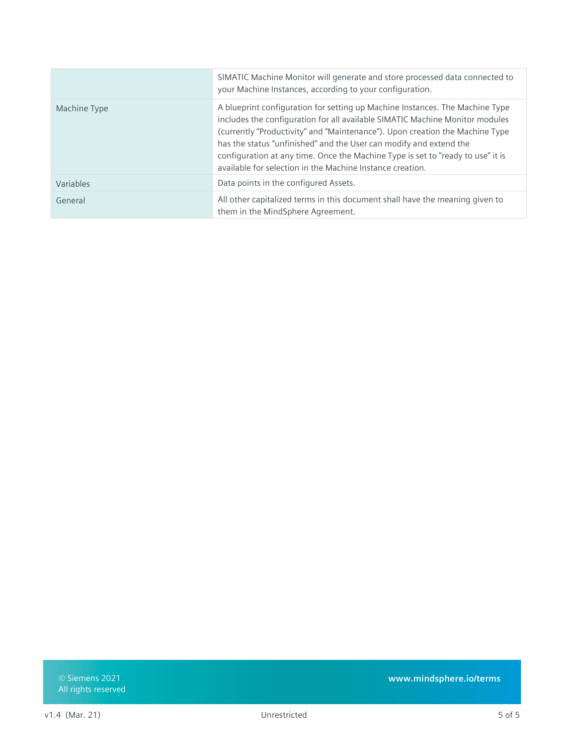| | |
|---|---|
| | SIMATIC Machine Monitor will generate and store processed data connected to your Machine Instances, according to your configuration. |
| Machine Type | A blueprint configuration for setting up Machine Instances. The Machine Type includes the configuration for all available SIMATIC Machine Monitor modules (currently "Productivity" and "Maintenance"). Upon creation the Machine Type has the status "unfinished" and the User can modify and extend the configuration at any time. Once the Machine Type is set to "ready to use" it is available for selection in the Machine Instance creation. |
| Variables | Data points in the configured Assets. |
| General | All other capitalized terms in this document shall have the meaning given to them in the MindSphere Agreement. |

© Siemens 2021
All rights reserved

www.mindsphere.io/terms

v1.4 (Mar. 21)

Unrestricted